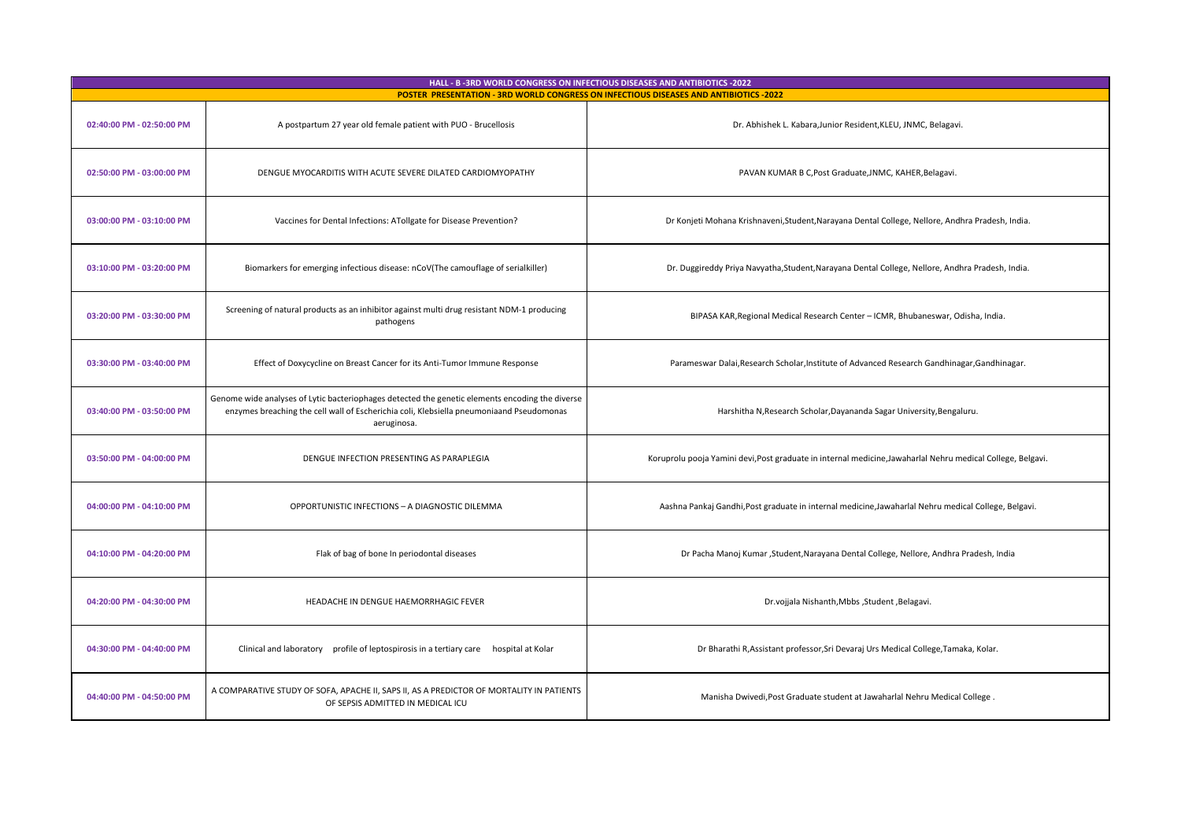| HALL - B -3RD WORLD CONGRESS ON INFECTIOUS DISEASES AND ANTIBIOTICS -2022 | | |
|---|---|---|
| **POSTER PRESENTATION - 3RD WORLD CONGRESS ON INFECTIOUS DISEASES AND ANTIBIOTICS -2022** | | |
| 02:40:00 PM - 02:50:00 PM | A postpartum 27 year old female patient with PUO - Brucellosis | Dr. Abhishek L. Kabara,Junior Resident,KLEU, JNMC, Belagavi. |
| 02:50:00 PM - 03:00:00 PM | DENGUE MYOCARDITIS WITH ACUTE SEVERE DILATED CARDIOMYOPATHY | PAVAN KUMAR B C,Post Graduate,JNMC, KAHER,Belagavi. |
| 03:00:00 PM - 03:10:00 PM | Vaccines for Dental Infections: ATollgate for Disease Prevention? | Dr Konjeti Mohana Krishnaveni,Student,Narayana Dental College, Nellore, Andhra Pradesh, India. |
| 03:10:00 PM - 03:20:00 PM | Biomarkers for emerging infectious disease: nCoV(The camouflage of serialkiller) | Dr. Duggireddy Priya Navyatha,Student,Narayana Dental College, Nellore, Andhra Pradesh, India. |
| 03:20:00 PM - 03:30:00 PM | Screening of natural products as an inhibitor against multi drug resistant NDM-1 producing pathogens | BIPASA KAR,Regional Medical Research Center – ICMR, Bhubaneswar, Odisha, India. |
| 03:30:00 PM - 03:40:00 PM | Effect of Doxycycline on Breast Cancer for its Anti-Tumor Immune Response | Parameswar Dalai,Research Scholar,Institute of Advanced Research Gandhinagar,Gandhinagar. |
| 03:40:00 PM - 03:50:00 PM | Genome wide analyses of Lytic bacteriophages detected the genetic elements encoding the diverse enzymes breaching the cell wall of Escherichia coli, Klebsiella pneumoniaand Pseudomonas aeruginosa. | Harshitha N,Research Scholar,Dayananda Sagar University,Bengaluru. |
| 03:50:00 PM - 04:00:00 PM | DENGUE INFECTION PRESENTING AS PARAPLEGIA | Koruprolu pooja Yamini devi,Post graduate in internal medicine,Jawaharlal Nehru medical College, Belgavi. |
| 04:00:00 PM - 04:10:00 PM | OPPORTUNISTIC INFECTIONS – A DIAGNOSTIC DILEMMA | Aashna Pankaj Gandhi,Post graduate in internal medicine,Jawaharlal Nehru medical College, Belgavi. |
| 04:10:00 PM - 04:20:00 PM | Flak of bag of bone In periodontal diseases | Dr Pacha Manoj Kumar ,Student,Narayana Dental College, Nellore, Andhra Pradesh, India |
| 04:20:00 PM - 04:30:00 PM | HEADACHE IN DENGUE HAEMORRHAGIC FEVER | Dr.vojjala Nishanth,Mbbs ,Student ,Belagavi. |
| 04:30:00 PM - 04:40:00 PM | Clinical and laboratory profile of leptospirosis in a tertiary care hospital at Kolar | Dr Bharathi R,Assistant professor,Sri Devaraj Urs Medical College,Tamaka, Kolar. |
| 04:40:00 PM - 04:50:00 PM | A COMPARATIVE STUDY OF SOFA, APACHE II, SAPS II, AS A PREDICTOR OF MORTALITY IN PATIENTS OF SEPSIS ADMITTED IN MEDICAL ICU | Manisha Dwivedi,Post Graduate student at Jawaharlal Nehru Medical College . |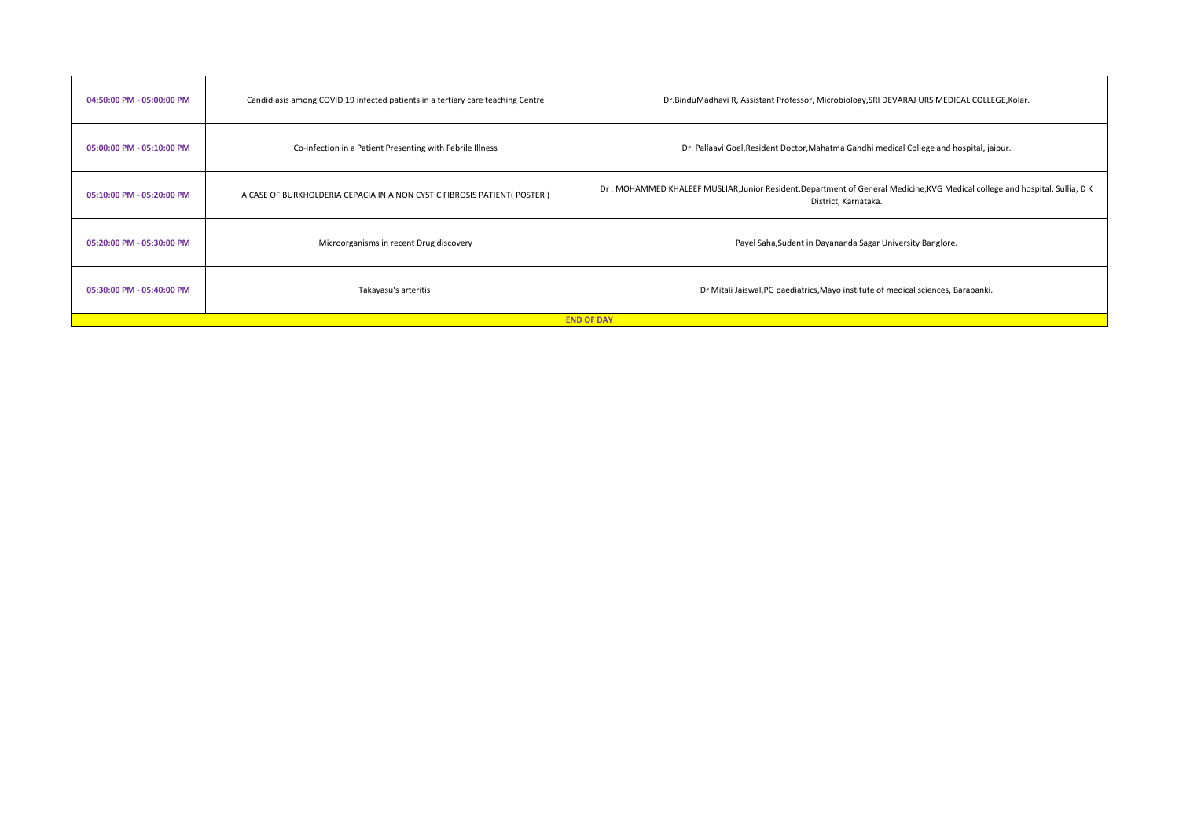| | | |
|---|---|---|
| 04:50:00 PM - 05:00:00 PM | Candidiasis among COVID 19 infected patients in a tertiary care teaching Centre | Dr.BinduMadhavi R, Assistant Professor, Microbiology,SRI DEVARAJ URS MEDICAL COLLEGE,Kolar. |
| 05:00:00 PM - 05:10:00 PM | Co-infection in a Patient Presenting with Febrile Illness | Dr. Pallaavi Goel,Resident Doctor,Mahatma Gandhi medical College and hospital, jaipur. |
| 05:10:00 PM - 05:20:00 PM | A CASE OF BURKHOLDERIA CEPACIA IN A NON CYSTIC FIBROSIS PATIENT( POSTER ) | Dr . MOHAMMED KHALEEF MUSLIAR,Junior Resident,Department of General Medicine,KVG Medical college and hospital, Sullia, D K District, Karnataka. |
| 05:20:00 PM - 05:30:00 PM | Microorganisms in recent Drug discovery | Payel Saha,Sudent in Dayananda Sagar University Banglore. |
| 05:30:00 PM - 05:40:00 PM | Takayasu's arteritis | Dr Mitali Jaiswal,PG paediatrics,Mayo institute of medical sciences, Barabanki. |
| END OF DAY | | |